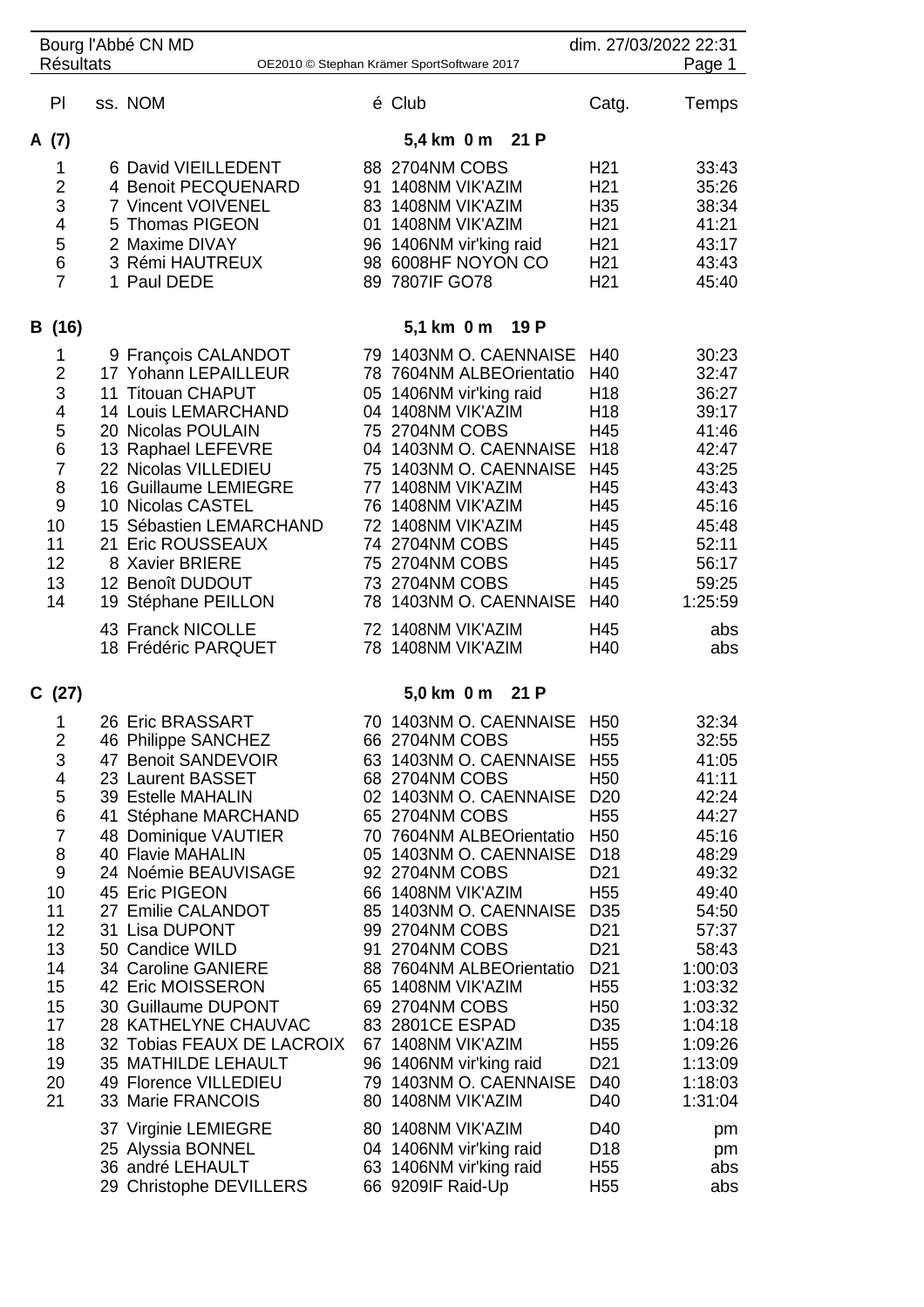# Bourg l'Abbé CN MD

## Résultats

| Pl | ss. | NOM | é | Club | Catg. | Temps |
|---|---|---|---|---|---|---|

### A (7) — 5,4 km 0 m 21 P

| Pl | ss. | NOM | é | Club | Catg. | Temps |
|---|---|---|---|---|---|---|
| 1 | 6 | David VIEILLEDENT | 88 | 2704NM COBS | H21 | 33:43 |
| 2 | 4 | Benoit PECQUENARD | 91 | 1408NM VIK'AZIM | H21 | 35:26 |
| 3 | 7 | Vincent VOIVENEL | 83 | 1408NM VIK'AZIM | H35 | 38:34 |
| 4 | 5 | Thomas PIGEON | 01 | 1408NM VIK'AZIM | H21 | 41:21 |
| 5 | 2 | Maxime DIVAY | 96 | 1406NM vir'king raid | H21 | 43:17 |
| 6 | 3 | Rémi HAUTREUX | 98 | 6008HF NOYON CO | H21 | 43:43 |
| 7 | 1 | Paul DEDE | 89 | 7807IF GO78 | H21 | 45:40 |

### B (16) — 5,1 km 0 m 19 P

| Pl | ss. | NOM | é | Club | Catg. | Temps |
|---|---|---|---|---|---|---|
| 1 | 9 | François CALANDOT | 79 | 1403NM O. CAENNAISE | H40 | 30:23 |
| 2 | 17 | Yohann LEPAILLEUR | 78 | 7604NM ALBEOrientatio | H40 | 32:47 |
| 3 | 11 | Titouan CHAPUT | 05 | 1406NM vir'king raid | H18 | 36:27 |
| 4 | 14 | Louis LEMARCHAND | 04 | 1408NM VIK'AZIM | H18 | 39:17 |
| 5 | 20 | Nicolas POULAIN | 75 | 2704NM COBS | H45 | 41:46 |
| 6 | 13 | Raphael LEFEVRE | 04 | 1403NM O. CAENNAISE | H18 | 42:47 |
| 7 | 22 | Nicolas VILLEDIEU | 75 | 1403NM O. CAENNAISE | H45 | 43:25 |
| 8 | 16 | Guillaume LEMIEGRE | 77 | 1408NM VIK'AZIM | H45 | 43:43 |
| 9 | 10 | Nicolas CASTEL | 76 | 1408NM VIK'AZIM | H45 | 45:16 |
| 10 | 15 | Sébastien LEMARCHAND | 72 | 1408NM VIK'AZIM | H45 | 45:48 |
| 11 | 21 | Eric ROUSSEAUX | 74 | 2704NM COBS | H45 | 52:11 |
| 12 | 8 | Xavier BRIERE | 75 | 2704NM COBS | H45 | 56:17 |
| 13 | 12 | Benoît DUDOUT | 73 | 2704NM COBS | H45 | 59:25 |
| 14 | 19 | Stéphane PEILLON | 78 | 1403NM O. CAENNAISE | H40 | 1:25:59 |
| | 43 | Franck NICOLLE | 72 | 1408NM VIK'AZIM | H45 | abs |
| | 18 | Frédéric PARQUET | 78 | 1408NM VIK'AZIM | H40 | abs |

### C (27) — 5,0 km 0 m 21 P

| Pl | ss. | NOM | é | Club | Catg. | Temps |
|---|---|---|---|---|---|---|
| 1 | 26 | Eric BRASSART | 70 | 1403NM O. CAENNAISE | H50 | 32:34 |
| 2 | 46 | Philippe SANCHEZ | 66 | 2704NM COBS | H55 | 32:55 |
| 3 | 47 | Benoit SANDEVOIR | 63 | 1403NM O. CAENNAISE | H55 | 41:05 |
| 4 | 23 | Laurent BASSET | 68 | 2704NM COBS | H50 | 41:11 |
| 5 | 39 | Estelle MAHALIN | 02 | 1403NM O. CAENNAISE | D20 | 42:24 |
| 6 | 41 | Stéphane MARCHAND | 65 | 2704NM COBS | H55 | 44:27 |
| 7 | 48 | Dominique VAUTIER | 70 | 7604NM ALBEOrientatio | H50 | 45:16 |
| 8 | 40 | Flavie MAHALIN | 05 | 1403NM O. CAENNAISE | D18 | 48:29 |
| 9 | 24 | Noémie BEAUVISAGE | 92 | 2704NM COBS | D21 | 49:32 |
| 10 | 45 | Eric PIGEON | 66 | 1408NM VIK'AZIM | H55 | 49:40 |
| 11 | 27 | Emilie CALANDOT | 85 | 1403NM O. CAENNAISE | D35 | 54:50 |
| 12 | 31 | Lisa DUPONT | 99 | 2704NM COBS | D21 | 57:37 |
| 13 | 50 | Candice WILD | 91 | 2704NM COBS | D21 | 58:43 |
| 14 | 34 | Caroline GANIERE | 88 | 7604NM ALBEOrientatio | D21 | 1:00:03 |
| 15 | 42 | Eric MOISSERON | 65 | 1408NM VIK'AZIM | H55 | 1:03:32 |
| 15 | 30 | Guillaume DUPONT | 69 | 2704NM COBS | H50 | 1:03:32 |
| 17 | 28 | KATHELYNE CHAUVAC | 83 | 2801CE ESPAD | D35 | 1:04:18 |
| 18 | 32 | Tobias FEAUX DE LACROIX | 67 | 1408NM VIK'AZIM | H55 | 1:09:26 |
| 19 | 35 | MATHILDE LEHAULT | 96 | 1406NM vir'king raid | D21 | 1:13:09 |
| 20 | 49 | Florence VILLEDIEU | 79 | 1403NM O. CAENNAISE | D40 | 1:18:03 |
| 21 | 33 | Marie FRANCOIS | 80 | 1408NM VIK'AZIM | D40 | 1:31:04 |
| | 37 | Virginie LEMIEGRE | 80 | 1408NM VIK'AZIM | D40 | pm |
| | 25 | Alyssia BONNEL | 04 | 1406NM vir'king raid | D18 | pm |
| | 36 | andré LEHAULT | 63 | 1406NM vir'king raid | H55 | abs |
| | 29 | Christophe DEVILLERS | 66 | 9209IF Raid-Up | H55 | abs |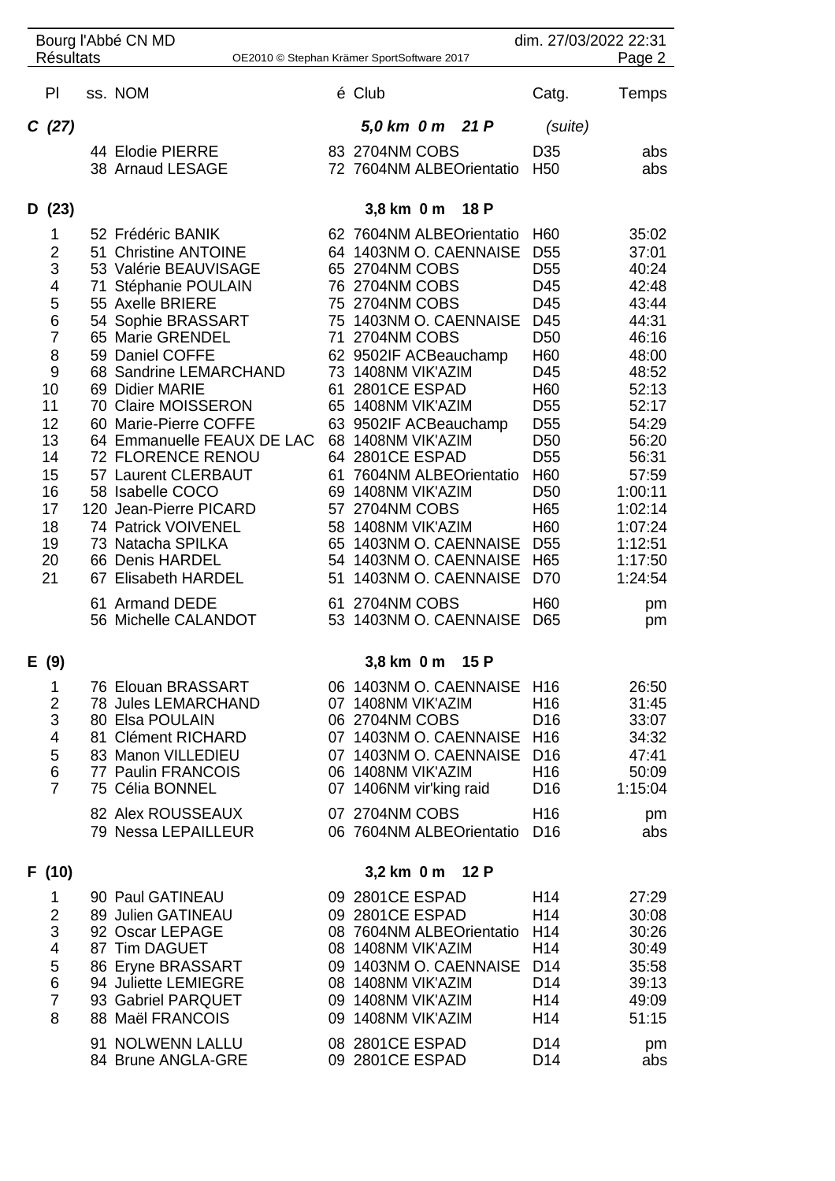| Pl | ss. | NOM | é | Club | Catg. | Temps |
|---|---|---|---|---|---|---|
| **C (27)** | | | | **5,0 km 0 m 21 P** | (suite) | |
| | 44 | Elodie PIERRE | 83 | 2704NM COBS | D35 | abs |
| | 38 | Arnaud LESAGE | 72 | 7604NM ALBEOrientatio | H50 | abs |
| **D (23)** | | | | **3,8 km 0 m 18 P** | | |
| 1 | 52 | Frédéric BANIK | 62 | 7604NM ALBEOrientatio | H60 | 35:02 |
| 2 | 51 | Christine ANTOINE | 64 | 1403NM O. CAENNAISE | D55 | 37:01 |
| 3 | 53 | Valérie BEAUVISAGE | 65 | 2704NM COBS | D55 | 40:24 |
| 4 | 71 | Stéphanie POULAIN | 76 | 2704NM COBS | D45 | 42:48 |
| 5 | 55 | Axelle BRIERE | 75 | 2704NM COBS | D45 | 43:44 |
| 6 | 54 | Sophie BRASSART | 75 | 1403NM O. CAENNAISE | D45 | 44:31 |
| 7 | 65 | Marie GRENDEL | 71 | 2704NM COBS | D50 | 46:16 |
| 8 | 59 | Daniel COFFE | 62 | 9502IF ACBeauchamp | H60 | 48:00 |
| 9 | 68 | Sandrine LEMARCHAND | 73 | 1408NM VIK'AZIM | D45 | 48:52 |
| 10 | 69 | Didier MARIE | 61 | 2801CE ESPAD | H60 | 52:13 |
| 11 | 70 | Claire MOISSERON | 65 | 1408NM VIK'AZIM | D55 | 52:17 |
| 12 | 60 | Marie-Pierre COFFE | 63 | 9502IF ACBeauchamp | D55 | 54:29 |
| 13 | 64 | Emmanuelle FEAUX DE LAC | 68 | 1408NM VIK'AZIM | D50 | 56:20 |
| 14 | 72 | FLORENCE RENOU | 64 | 2801CE ESPAD | D55 | 56:31 |
| 15 | 57 | Laurent CLERBAUT | 61 | 7604NM ALBEOrientatio | H60 | 57:59 |
| 16 | 58 | Isabelle COCO | 69 | 1408NM VIK'AZIM | D50 | 1:00:11 |
| 17 | 120 | Jean-Pierre PICARD | 57 | 2704NM COBS | H65 | 1:02:14 |
| 18 | 74 | Patrick VOIVENEL | 58 | 1408NM VIK'AZIM | H60 | 1:07:24 |
| 19 | 73 | Natacha SPILKA | 65 | 1403NM O. CAENNAISE | D55 | 1:12:51 |
| 20 | 66 | Denis HARDEL | 54 | 1403NM O. CAENNAISE | H65 | 1:17:50 |
| 21 | 67 | Elisabeth HARDEL | 51 | 1403NM O. CAENNAISE | D70 | 1:24:54 |
| | 61 | Armand DEDE | 61 | 2704NM COBS | H60 | pm |
| | 56 | Michelle CALANDOT | 53 | 1403NM O. CAENNAISE | D65 | pm |
| **E (9)** | | | | **3,8 km 0 m 15 P** | | |
| 1 | 76 | Elouan BRASSART | 06 | 1403NM O. CAENNAISE | H16 | 26:50 |
| 2 | 78 | Jules LEMARCHAND | 07 | 1408NM VIK'AZIM | H16 | 31:45 |
| 3 | 80 | Elsa POULAIN | 06 | 2704NM COBS | D16 | 33:07 |
| 4 | 81 | Clément RICHARD | 07 | 1403NM O. CAENNAISE | H16 | 34:32 |
| 5 | 83 | Manon VILLEDIEU | 07 | 1403NM O. CAENNAISE | D16 | 47:41 |
| 6 | 77 | Paulin FRANCOIS | 06 | 1408NM VIK'AZIM | H16 | 50:09 |
| 7 | 75 | Célia BONNEL | 07 | 1406NM vir'king raid | D16 | 1:15:04 |
| | 82 | Alex ROUSSEAUX | 07 | 2704NM COBS | H16 | pm |
| | 79 | Nessa LEPAILLEUR | 06 | 7604NM ALBEOrientatio | D16 | abs |
| **F (10)** | | | | **3,2 km 0 m 12 P** | | |
| 1 | 90 | Paul GATINEAU | 09 | 2801CE ESPAD | H14 | 27:29 |
| 2 | 89 | Julien GATINEAU | 09 | 2801CE ESPAD | H14 | 30:08 |
| 3 | 92 | Oscar LEPAGE | 08 | 7604NM ALBEOrientatio | H14 | 30:26 |
| 4 | 87 | Tim DAGUET | 08 | 1408NM VIK'AZIM | H14 | 30:49 |
| 5 | 86 | Eryne BRASSART | 09 | 1403NM O. CAENNAISE | D14 | 35:58 |
| 6 | 94 | Juliette LEMIEGRE | 08 | 1408NM VIK'AZIM | D14 | 39:13 |
| 7 | 93 | Gabriel PARQUET | 09 | 1408NM VIK'AZIM | H14 | 49:09 |
| 8 | 88 | Maël FRANCOIS | 09 | 1408NM VIK'AZIM | H14 | 51:15 |
| | 91 | NOLWENN LALLU | 08 | 2801CE ESPAD | D14 | pm |
| | 84 | Brune ANGLA-GRE | 09 | 2801CE ESPAD | D14 | abs |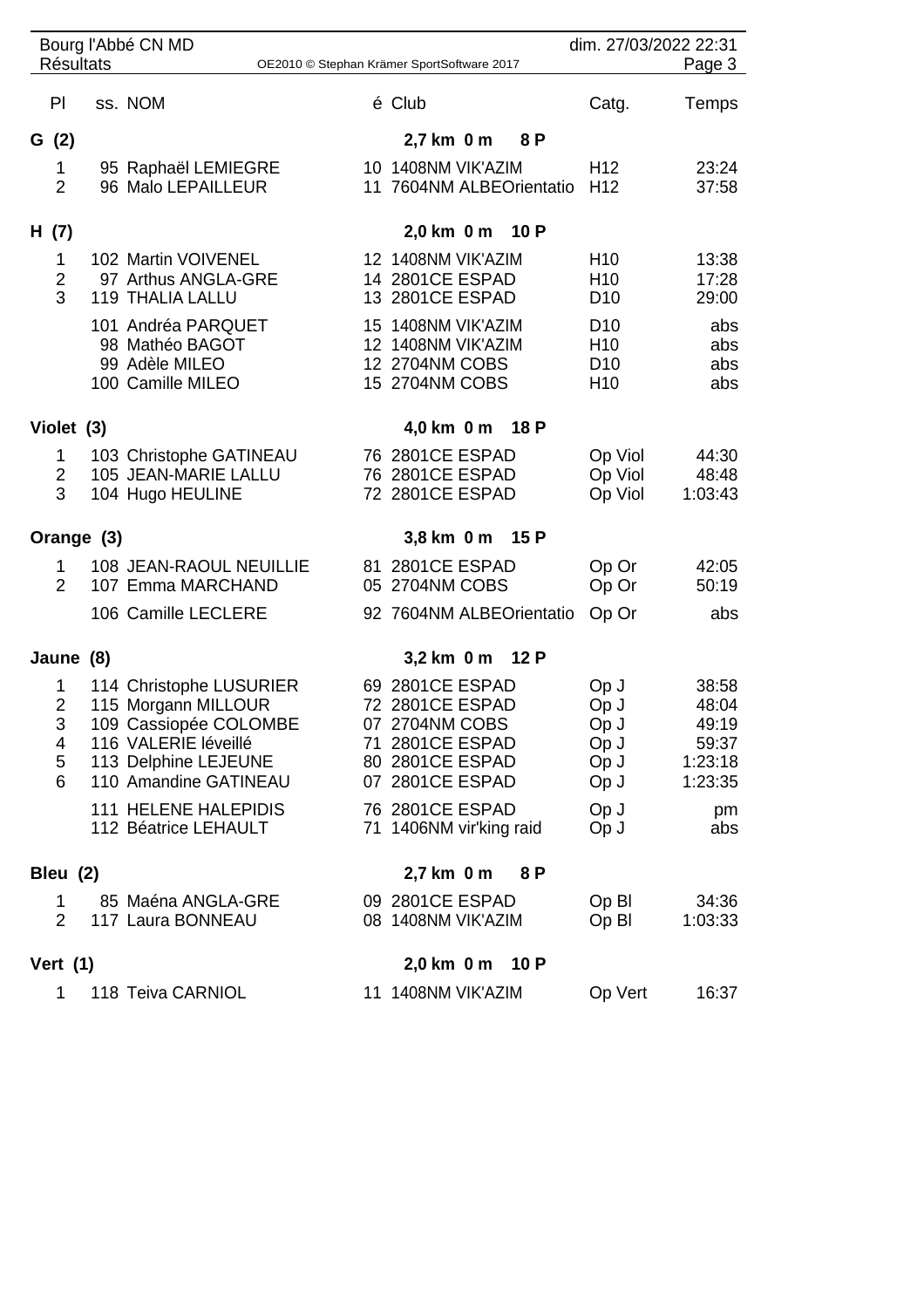| Pl | ss. NOM | é Club | Catg. | Temps |
|---|---|---|---|---|
| **G (2)** | | **2,7 km 0 m 8 P** | | |
| 1 | 95 Raphaël LEMIEGRE | 10 1408NM VIK'AZIM | H12 | 23:24 |
| 2 | 96 Malo LEPAILLEUR | 11 7604NM ALBEOrientatio | H12 | 37:58 |
| **H (7)** | | **2,0 km 0 m 10 P** | | |
| 1 | 102 Martin VOIVENEL | 12 1408NM VIK'AZIM | H10 | 13:38 |
| 2 | 97 Arthus ANGLA-GRE | 14 2801CE ESPAD | H10 | 17:28 |
| 3 | 119 THALIA LALLU | 13 2801CE ESPAD | D10 | 29:00 |
| | 101 Andréa PARQUET | 15 1408NM VIK'AZIM | D10 | abs |
| | 98 Mathéo BAGOT | 12 1408NM VIK'AZIM | H10 | abs |
| | 99 Adèle MILEO | 12 2704NM COBS | D10 | abs |
| | 100 Camille MILEO | 15 2704NM COBS | H10 | abs |
| **Violet (3)** | | **4,0 km 0 m 18 P** | | |
| 1 | 103 Christophe GATINEAU | 76 2801CE ESPAD | Op Viol | 44:30 |
| 2 | 105 JEAN-MARIE LALLU | 76 2801CE ESPAD | Op Viol | 48:48 |
| 3 | 104 Hugo HEULINE | 72 2801CE ESPAD | Op Viol | 1:03:43 |
| **Orange (3)** | | **3,8 km 0 m 15 P** | | |
| 1 | 108 JEAN-RAOUL NEUILLIE | 81 2801CE ESPAD | Op Or | 42:05 |
| 2 | 107 Emma MARCHAND | 05 2704NM COBS | Op Or | 50:19 |
| | 106 Camille LECLERE | 92 7604NM ALBEOrientatio | Op Or | abs |
| **Jaune (8)** | | **3,2 km 0 m 12 P** | | |
| 1 | 114 Christophe LUSURIER | 69 2801CE ESPAD | Op J | 38:58 |
| 2 | 115 Morgann MILLOUR | 72 2801CE ESPAD | Op J | 48:04 |
| 3 | 109 Cassiopée COLOMBE | 07 2704NM COBS | Op J | 49:19 |
| 4 | 116 VALERIE léveillé | 71 2801CE ESPAD | Op J | 59:37 |
| 5 | 113 Delphine LEJEUNE | 80 2801CE ESPAD | Op J | 1:23:18 |
| 6 | 110 Amandine GATINEAU | 07 2801CE ESPAD | Op J | 1:23:35 |
| | 111 HELENE HALEPIDIS | 76 2801CE ESPAD | Op J | pm |
| | 112 Béatrice LEHAULT | 71 1406NM vir'king raid | Op J | abs |
| **Bleu (2)** | | **2,7 km 0 m 8 P** | | |
| 1 | 85 Maéna ANGLA-GRE | 09 2801CE ESPAD | Op Bl | 34:36 |
| 2 | 117 Laura BONNEAU | 08 1408NM VIK'AZIM | Op Bl | 1:03:33 |
| **Vert (1)** | | **2,0 km 0 m 10 P** | | |
| 1 | 118 Teiva CARNIOL | 11 1408NM VIK'AZIM | Op Vert | 16:37 |